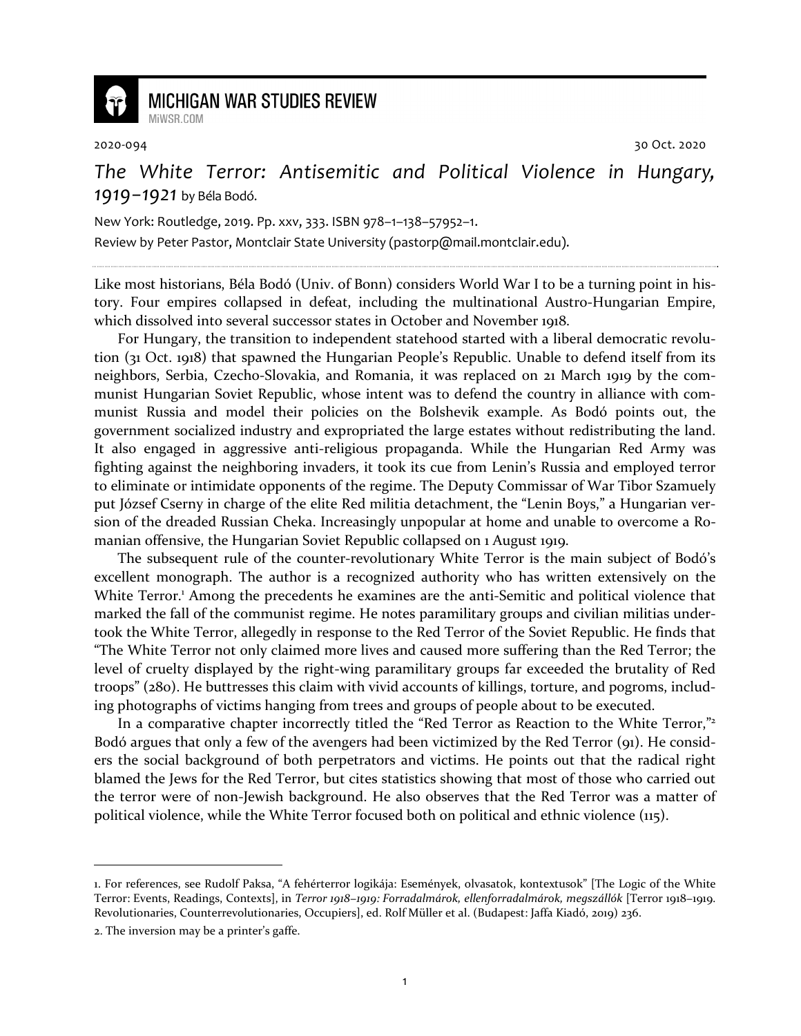MICHIGAN WAR STUDIES REVIEW

MiWSR.COM

2020-094 30 Oct. 2020

# *The White Terror: Antisemitic and Political Violence in Hungary, 1919–1921* by Béla Bodó.

New York: Routledge, 2019. Pp. xxv, 333. ISBN 978–1–138–57952–1.

Review by Peter Pastor, Montclair State University (pastorp@mail.montclair.edu).

Like most historians, Béla Bodó (Univ. of Bonn) considers World War I to be a turning point in history. Four empires collapsed in defeat, including the multinational Austro-Hungarian Empire, which dissolved into several successor states in October and November 1918.

For Hungary, the transition to independent statehood started with a liberal democratic revolution (31 Oct. 1918) that spawned the Hungarian People's Republic. Unable to defend itself from its neighbors, Serbia, Czecho-Slovakia, and Romania, it was replaced on 21 March 1919 by the communist Hungarian Soviet Republic, whose intent was to defend the country in alliance with communist Russia and model their policies on the Bolshevik example. As Bodó points out, the government socialized industry and expropriated the large estates without redistributing the land. It also engaged in aggressive anti-religious propaganda. While the Hungarian Red Army was fighting against the neighboring invaders, it took its cue from Lenin's Russia and employed terror to eliminate or intimidate opponents of the regime. The Deputy Commissar of War Tibor Szamuely put József Cserny in charge of the elite Red militia detachment, the "Lenin Boys," a Hungarian version of the dreaded Russian Cheka. Increasingly unpopular at home and unable to overcome a Romanian offensive, the Hungarian Soviet Republic collapsed on 1 August 1919.

The subsequent rule of the counter-revolutionary White Terror is the main subject of Bodó's excellent monograph. The author is a recognized authority who has written extensively on the White Terror.[1] Among the precedents he examines are the anti-Semitic and political violence that marked the fall of the communist regime. He notes paramilitary groups and civilian militias undertook the White Terror, allegedly in response to the Red Terror of the Soviet Republic. He finds that "The White Terror not only claimed more lives and caused more suffering than the Red Terror; the level of cruelty displayed by the right-wing paramilitary groups far exceeded the brutality of Red troops" (280). He buttresses this claim with vivid accounts of killings, torture, and pogroms, including photographs of victims hanging from trees and groups of people about to be executed.

In a comparative chapter incorrectly titled the "Red Terror as Reaction to the White Terror,"[2] Bodó argues that only a few of the avengers had been victimized by the Red Terror (91). He considers the social background of both perpetrators and victims. He points out that the radical right blamed the Jews for the Red Terror, but cites statistics showing that most of those who carried out the terror were of non-Jewish background. He also observes that the Red Terror was a matter of political violence, while the White Terror focused both on political and ethnic violence (115).

---

1. For references, see Rudolf Paksa, "A fehérterror logikája: Események, olvasatok, kontextusok" [The Logic of the White Terror: Events, Readings, Contexts], in *Terror 1918–1919: Forradalmárok, ellenforradalmárok, megszállók* [Terror 1918–1919. Revolutionaries, Counterrevolutionaries, Occupiers], ed. Rolf Müller et al. (Budapest: Jaffa Kiadó, 2019) 236.

2. The inversion may be a printer's gaffe.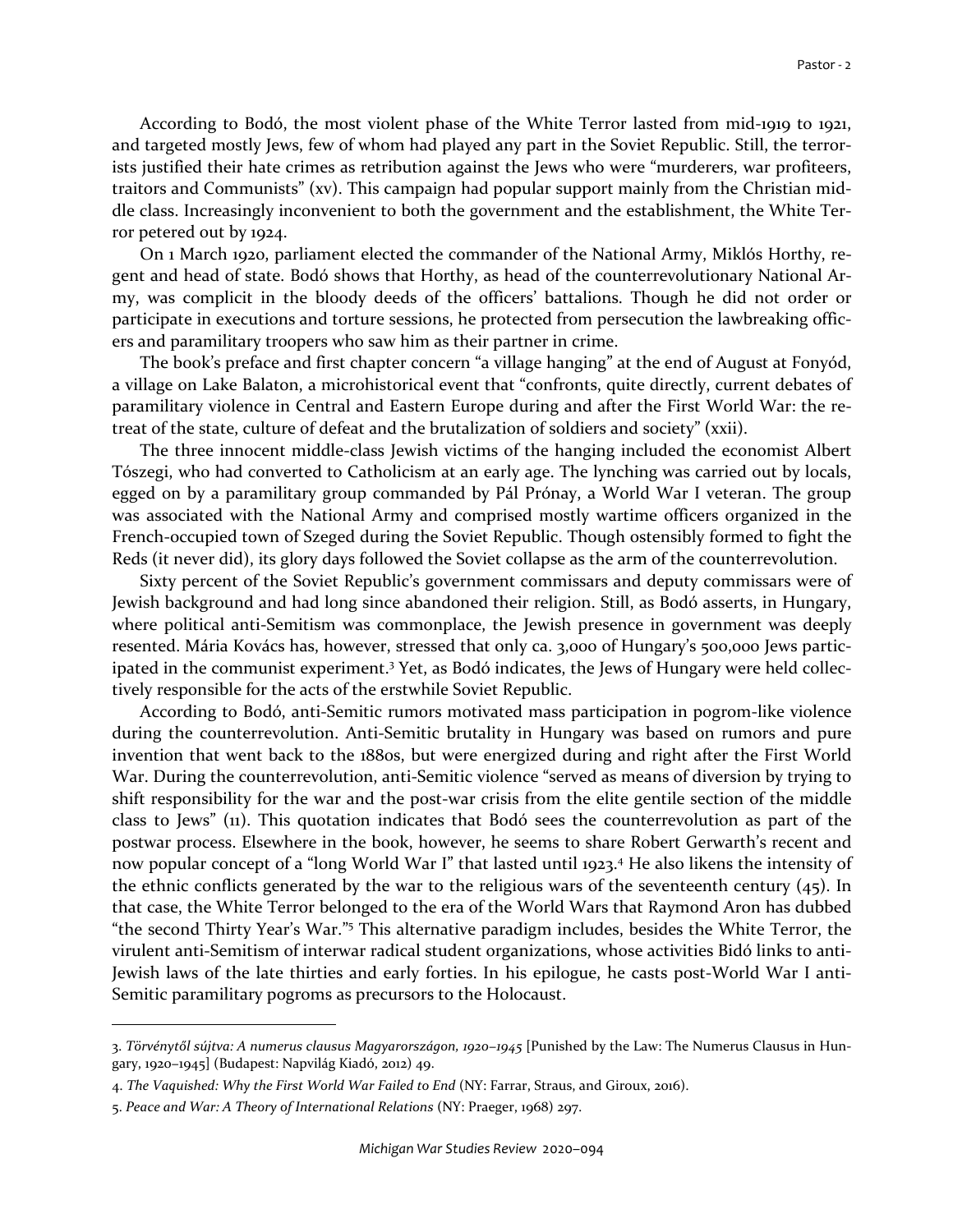According to Bodó, the most violent phase of the White Terror lasted from mid-1919 to 1921, and targeted mostly Jews, few of whom had played any part in the Soviet Republic. Still, the terrorists justified their hate crimes as retribution against the Jews who were "murderers, war profiteers, traitors and Communists" (xv). This campaign had popular support mainly from the Christian middle class. Increasingly inconvenient to both the government and the establishment, the White Terror petered out by 1924.

On 1 March 1920, parliament elected the commander of the National Army, Miklós Horthy, regent and head of state. Bodó shows that Horthy, as head of the counterrevolutionary National Army, was complicit in the bloody deeds of the officers' battalions. Though he did not order or participate in executions and torture sessions, he protected from persecution the lawbreaking officers and paramilitary troopers who saw him as their partner in crime.

The book's preface and first chapter concern "a village hanging" at the end of August at Fonyód, a village on Lake Balaton, a microhistorical event that "confronts, quite directly, current debates of paramilitary violence in Central and Eastern Europe during and after the First World War: the retreat of the state, culture of defeat and the brutalization of soldiers and society" (xxii).

The three innocent middle-class Jewish victims of the hanging included the economist Albert Tószegi, who had converted to Catholicism at an early age. The lynching was carried out by locals, egged on by a paramilitary group commanded by Pál Prónay, a World War I veteran. The group was associated with the National Army and comprised mostly wartime officers organized in the French-occupied town of Szeged during the Soviet Republic. Though ostensibly formed to fight the Reds (it never did), its glory days followed the Soviet collapse as the arm of the counterrevolution.

Sixty percent of the Soviet Republic's government commissars and deputy commissars were of Jewish background and had long since abandoned their religion. Still, as Bodó asserts, in Hungary, where political anti-Semitism was commonplace, the Jewish presence in government was deeply resented. Mária Kovács has, however, stressed that only ca. 3,000 of Hungary's 500,000 Jews participated in the communist experiment.[3] Yet, as Bodó indicates, the Jews of Hungary were held collectively responsible for the acts of the erstwhile Soviet Republic.

According to Bodó, anti-Semitic rumors motivated mass participation in pogrom-like violence during the counterrevolution. Anti-Semitic brutality in Hungary was based on rumors and pure invention that went back to the 1880s, but were energized during and right after the First World War. During the counterrevolution, anti-Semitic violence "served as means of diversion by trying to shift responsibility for the war and the post-war crisis from the elite gentile section of the middle class to Jews" (11). This quotation indicates that Bodó sees the counterrevolution as part of the postwar process. Elsewhere in the book, however, he seems to share Robert Gerwarth's recent and now popular concept of a "long World War I" that lasted until 1923.[4] He also likens the intensity of the ethnic conflicts generated by the war to the religious wars of the seventeenth century (45). In that case, the White Terror belonged to the era of the World Wars that Raymond Aron has dubbed "the second Thirty Year's War."[5] This alternative paradigm includes, besides the White Terror, the virulent anti-Semitism of interwar radical student organizations, whose activities Bidó links to anti-Jewish laws of the late thirties and early forties. In his epilogue, he casts post-World War I anti-Semitic paramilitary pogroms as precursors to the Holocaust.

---

3. *Törvénytől sújtva: A numerus clausus Magyarországon, 1920–1945* [Punished by the Law: The Numerus Clausus in Hungary, 1920–1945] (Budapest: Napvilág Kiadó, 2012) 49.

4. *The Vaquished: Why the First World War Failed to End* (NY: Farrar, Straus, and Giroux, 2016).

5. *Peace and War: A Theory of International Relations* (NY: Praeger, 1968) 297.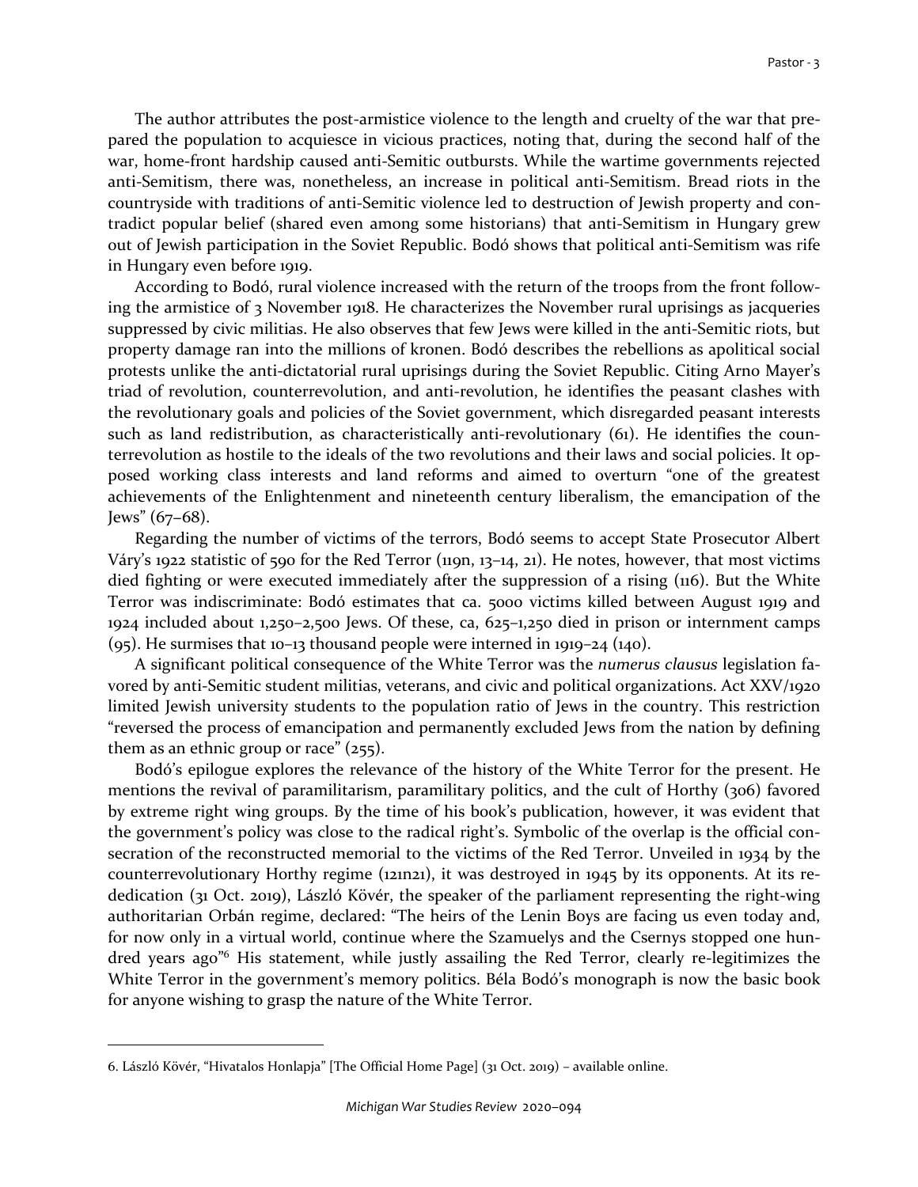The author attributes the post-armistice violence to the length and cruelty of the war that prepared the population to acquiesce in vicious practices, noting that, during the second half of the war, home-front hardship caused anti-Semitic outbursts. While the wartime governments rejected anti-Semitism, there was, nonetheless, an increase in political anti-Semitism. Bread riots in the countryside with traditions of anti-Semitic violence led to destruction of Jewish property and contradict popular belief (shared even among some historians) that anti-Semitism in Hungary grew out of Jewish participation in the Soviet Republic. Bodó shows that political anti-Semitism was rife in Hungary even before 1919.

According to Bodó, rural violence increased with the return of the troops from the front following the armistice of 3 November 1918. He characterizes the November rural uprisings as jacqueries suppressed by civic militias. He also observes that few Jews were killed in the anti-Semitic riots, but property damage ran into the millions of kronen. Bodó describes the rebellions as apolitical social protests unlike the anti-dictatorial rural uprisings during the Soviet Republic. Citing Arno Mayer's triad of revolution, counterrevolution, and anti-revolution, he identifies the peasant clashes with the revolutionary goals and policies of the Soviet government, which disregarded peasant interests such as land redistribution, as characteristically anti-revolutionary (61). He identifies the counterrevolution as hostile to the ideals of the two revolutions and their laws and social policies. It opposed working class interests and land reforms and aimed to overturn "one of the greatest achievements of the Enlightenment and nineteenth century liberalism, the emancipation of the Jews" (67–68).

Regarding the number of victims of the terrors, Bodó seems to accept State Prosecutor Albert Váry's 1922 statistic of 590 for the Red Terror (119n, 13–14, 21). He notes, however, that most victims died fighting or were executed immediately after the suppression of a rising (116). But the White Terror was indiscriminate: Bodó estimates that ca. 5000 victims killed between August 1919 and 1924 included about 1,250–2,500 Jews. Of these, ca, 625–1,250 died in prison or internment camps (95). He surmises that 10–13 thousand people were interned in 1919–24 (140).

A significant political consequence of the White Terror was the *numerus clausus* legislation favored by anti-Semitic student militias, veterans, and civic and political organizations. Act XXV/1920 limited Jewish university students to the population ratio of Jews in the country. This restriction "reversed the process of emancipation and permanently excluded Jews from the nation by defining them as an ethnic group or race" (255).

Bodó's epilogue explores the relevance of the history of the White Terror for the present. He mentions the revival of paramilitarism, paramilitary politics, and the cult of Horthy (306) favored by extreme right wing groups. By the time of his book's publication, however, it was evident that the government's policy was close to the radical right's. Symbolic of the overlap is the official consecration of the reconstructed memorial to the victims of the Red Terror. Unveiled in 1934 by the counterrevolutionary Horthy regime (121n21), it was destroyed in 1945 by its opponents. At its rededication (31 Oct. 2019), László Kövér, the speaker of the parliament representing the right-wing authoritarian Orbán regime, declared: "The heirs of the Lenin Boys are facing us even today and, for now only in a virtual world, continue where the Szamuelys and the Csernys stopped one hundred years ago"[6] His statement, while justly assailing the Red Terror, clearly re-legitimizes the White Terror in the government's memory politics. Béla Bodó's monograph is now the basic book for anyone wishing to grasp the nature of the White Terror.

---

6. László Kövér, "Hivatalos Honlapja" [The Official Home Page] (31 Oct. 2019) – available online.